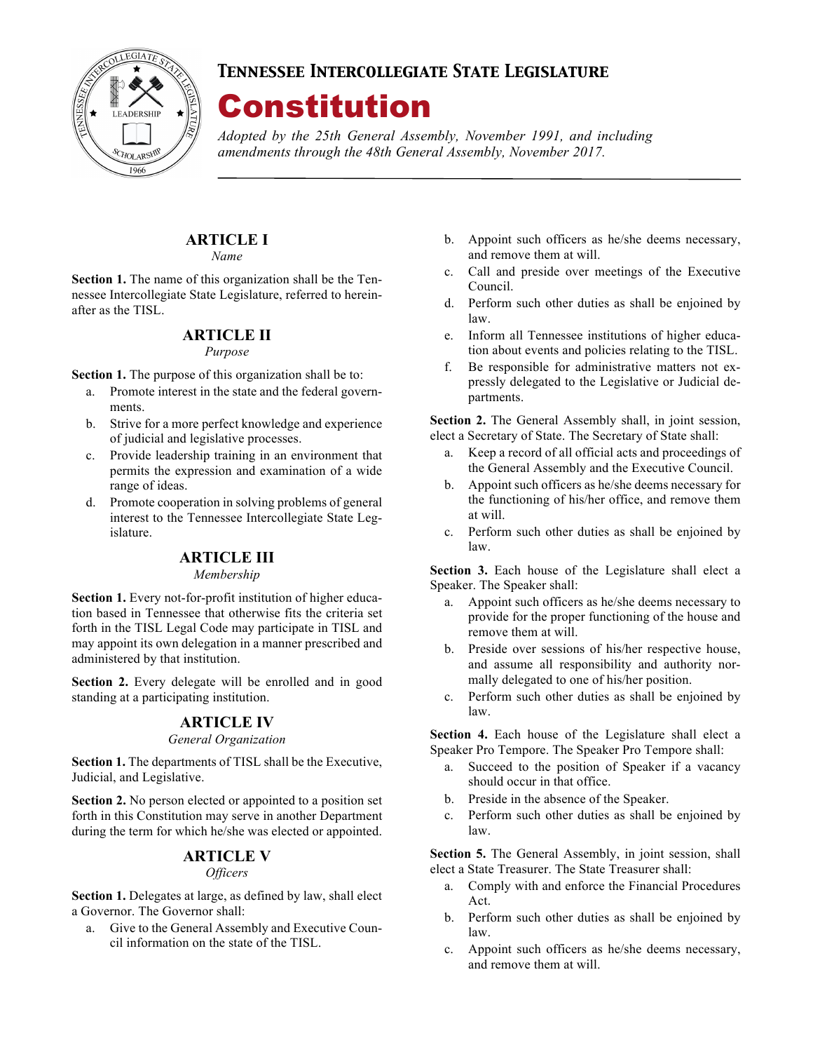# Tennessee Intercollegiate State Legislature

# Constitution

*Adopted by the 25th General Assembly, November 1991, and including amendments through the 48th General Assembly, November 2017.*

## ARTICLE I

*Name*

**Section 1.** The name of this organization shall be the Tennessee Intercollegiate State Legislature, referred to hereinafter as the TISL.

## ARTICLE II

*Purpose*

**Section 1.** The purpose of this organization shall be to:

a. Promote interest in the state and the federal governments.
b. Strive for a more perfect knowledge and experience of judicial and legislative processes.
c. Provide leadership training in an environment that permits the expression and examination of a wide range of ideas.
d. Promote cooperation in solving problems of general interest to the Tennessee Intercollegiate State Legislature.

## ARTICLE III

*Membership*

**Section 1.** Every not-for-profit institution of higher education based in Tennessee that otherwise fits the criteria set forth in the TISL Legal Code may participate in TISL and may appoint its own delegation in a manner prescribed and administered by that institution.

**Section 2.** Every delegate will be enrolled and in good standing at a participating institution.

## ARTICLE IV

*General Organization*

**Section 1.** The departments of TISL shall be the Executive, Judicial, and Legislative.

**Section 2.** No person elected or appointed to a position set forth in this Constitution may serve in another Department during the term for which he/she was elected or appointed.

## ARTICLE V

*Officers*

**Section 1.** Delegates at large, as defined by law, shall elect a Governor. The Governor shall:

a. Give to the General Assembly and Executive Council information on the state of the TISL.
b. Appoint such officers as he/she deems necessary, and remove them at will.
c. Call and preside over meetings of the Executive Council.
d. Perform such other duties as shall be enjoined by law.
e. Inform all Tennessee institutions of higher education about events and policies relating to the TISL.
f. Be responsible for administrative matters not expressly delegated to the Legislative or Judicial departments.

**Section 2.** The General Assembly shall, in joint session, elect a Secretary of State. The Secretary of State shall:

a. Keep a record of all official acts and proceedings of the General Assembly and the Executive Council.
b. Appoint such officers as he/she deems necessary for the functioning of his/her office, and remove them at will.
c. Perform such other duties as shall be enjoined by law.

**Section 3.** Each house of the Legislature shall elect a Speaker. The Speaker shall:

a. Appoint such officers as he/she deems necessary to provide for the proper functioning of the house and remove them at will.
b. Preside over sessions of his/her respective house, and assume all responsibility and authority normally delegated to one of his/her position.
c. Perform such other duties as shall be enjoined by law.

**Section 4.** Each house of the Legislature shall elect a Speaker Pro Tempore. The Speaker Pro Tempore shall:

a. Succeed to the position of Speaker if a vacancy should occur in that office.
b. Preside in the absence of the Speaker.
c. Perform such other duties as shall be enjoined by law.

**Section 5.** The General Assembly, in joint session, shall elect a State Treasurer. The State Treasurer shall:

a. Comply with and enforce the Financial Procedures Act.
b. Perform such other duties as shall be enjoined by law.
c. Appoint such officers as he/she deems necessary, and remove them at will.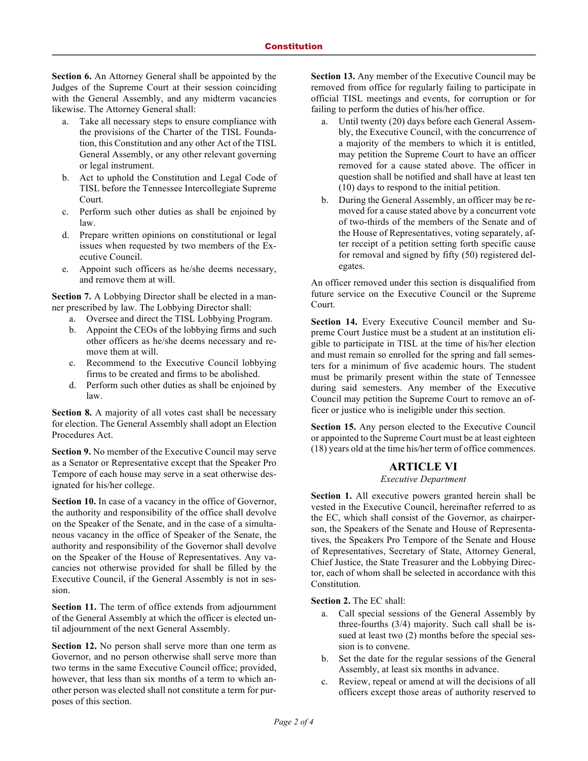**Section 6.** An Attorney General shall be appointed by the Judges of the Supreme Court at their session coinciding with the General Assembly, and any midterm vacancies likewise. The Attorney General shall:

a. Take all necessary steps to ensure compliance with the provisions of the Charter of the TISL Foundation, this Constitution and any other Act of the TISL General Assembly, or any other relevant governing or legal instrument.
b. Act to uphold the Constitution and Legal Code of TISL before the Tennessee Intercollegiate Supreme Court.
c. Perform such other duties as shall be enjoined by law.
d. Prepare written opinions on constitutional or legal issues when requested by two members of the Executive Council.
e. Appoint such officers as he/she deems necessary, and remove them at will.

**Section 7.** A Lobbying Director shall be elected in a manner prescribed by law. The Lobbying Director shall:

a. Oversee and direct the TISL Lobbying Program.
b. Appoint the CEOs of the lobbying firms and such other officers as he/she deems necessary and remove them at will.
c. Recommend to the Executive Council lobbying firms to be created and firms to be abolished.
d. Perform such other duties as shall be enjoined by law.

**Section 8.** A majority of all votes cast shall be necessary for election. The General Assembly shall adopt an Election Procedures Act.

**Section 9.** No member of the Executive Council may serve as a Senator or Representative except that the Speaker Pro Tempore of each house may serve in a seat otherwise designated for his/her college.

**Section 10.** In case of a vacancy in the office of Governor, the authority and responsibility of the office shall devolve on the Speaker of the Senate, and in the case of a simultaneous vacancy in the office of Speaker of the Senate, the authority and responsibility of the Governor shall devolve on the Speaker of the House of Representatives. Any vacancies not otherwise provided for shall be filled by the Executive Council, if the General Assembly is not in session.

**Section 11.** The term of office extends from adjournment of the General Assembly at which the officer is elected until adjournment of the next General Assembly.

**Section 12.** No person shall serve more than one term as Governor, and no person otherwise shall serve more than two terms in the same Executive Council office; provided, however, that less than six months of a term to which another person was elected shall not constitute a term for purposes of this section.

**Section 13.** Any member of the Executive Council may be removed from office for regularly failing to participate in official TISL meetings and events, for corruption or for failing to perform the duties of his/her office.

a. Until twenty (20) days before each General Assembly, the Executive Council, with the concurrence of a majority of the members to which it is entitled, may petition the Supreme Court to have an officer removed for a cause stated above. The officer in question shall be notified and shall have at least ten (10) days to respond to the initial petition.
b. During the General Assembly, an officer may be removed for a cause stated above by a concurrent vote of two-thirds of the members of the Senate and of the House of Representatives, voting separately, after receipt of a petition setting forth specific cause for removal and signed by fifty (50) registered delegates.

An officer removed under this section is disqualified from future service on the Executive Council or the Supreme Court.

**Section 14.** Every Executive Council member and Supreme Court Justice must be a student at an institution eligible to participate in TISL at the time of his/her election and must remain so enrolled for the spring and fall semesters for a minimum of five academic hours. The student must be primarily present within the state of Tennessee during said semesters. Any member of the Executive Council may petition the Supreme Court to remove an officer or justice who is ineligible under this section.

**Section 15.** Any person elected to the Executive Council or appointed to the Supreme Court must be at least eighteen (18) years old at the time his/her term of office commences.

## ARTICLE VI

*Executive Department*

**Section 1.** All executive powers granted herein shall be vested in the Executive Council, hereinafter referred to as the EC, which shall consist of the Governor, as chairperson, the Speakers of the Senate and House of Representatives, the Speakers Pro Tempore of the Senate and House of Representatives, Secretary of State, Attorney General, Chief Justice, the State Treasurer and the Lobbying Director, each of whom shall be selected in accordance with this Constitution.

**Section 2.** The EC shall:

a. Call special sessions of the General Assembly by three-fourths (3/4) majority. Such call shall be issued at least two (2) months before the special session is to convene.
b. Set the date for the regular sessions of the General Assembly, at least six months in advance.
c. Review, repeal or amend at will the decisions of all officers except those areas of authority reserved to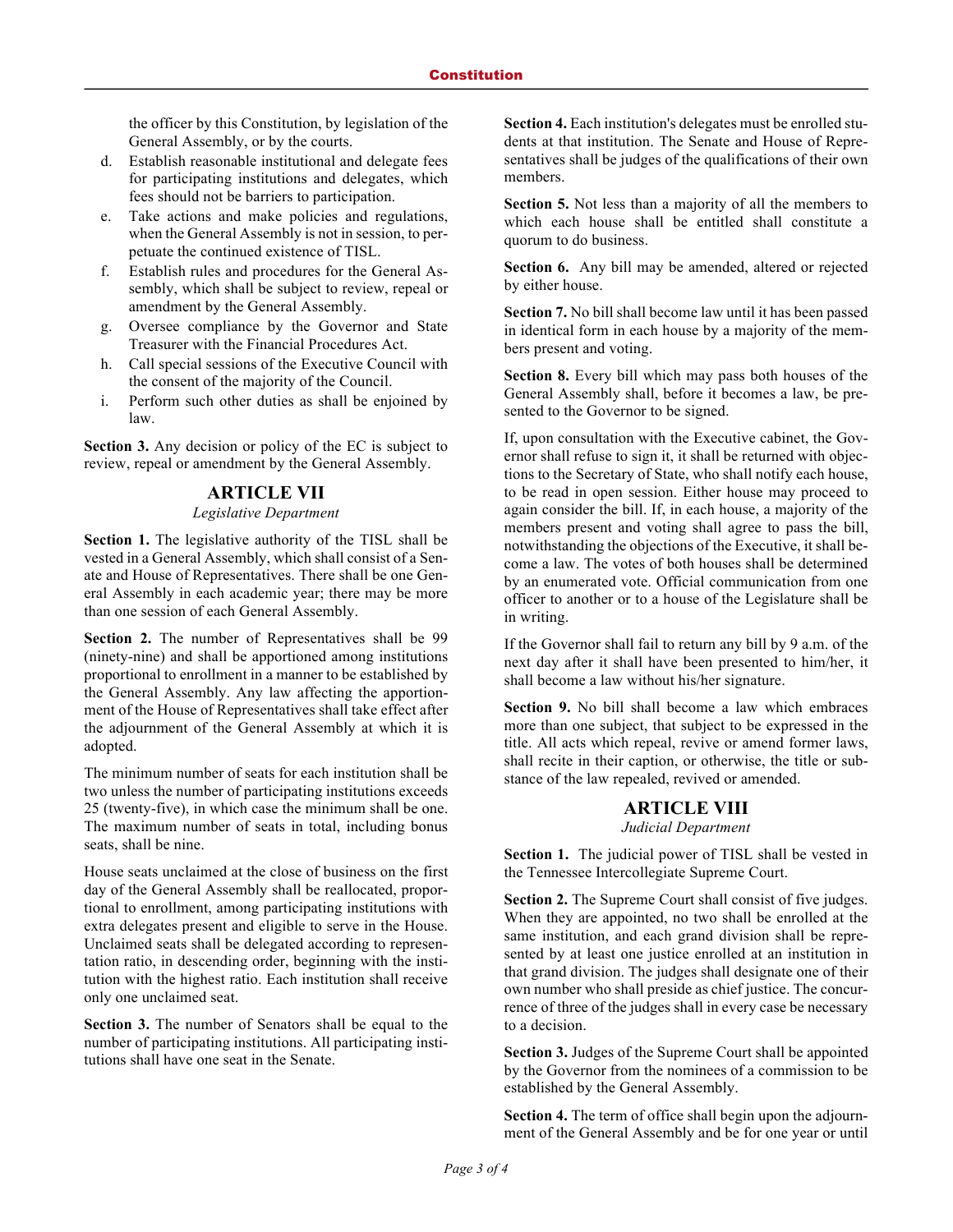the officer by this Constitution, by legislation of the General Assembly, or by the courts.

d. Establish reasonable institutional and delegate fees for participating institutions and delegates, which fees should not be barriers to participation.
e. Take actions and make policies and regulations, when the General Assembly is not in session, to perpetuate the continued existence of TISL.
f. Establish rules and procedures for the General Assembly, which shall be subject to review, repeal or amendment by the General Assembly.
g. Oversee compliance by the Governor and State Treasurer with the Financial Procedures Act.
h. Call special sessions of the Executive Council with the consent of the majority of the Council.
i. Perform such other duties as shall be enjoined by law.

**Section 3.** Any decision or policy of the EC is subject to review, repeal or amendment by the General Assembly.

## ARTICLE VII

*Legislative Department*

**Section 1.** The legislative authority of the TISL shall be vested in a General Assembly, which shall consist of a Senate and House of Representatives. There shall be one General Assembly in each academic year; there may be more than one session of each General Assembly.

**Section 2.** The number of Representatives shall be 99 (ninety-nine) and shall be apportioned among institutions proportional to enrollment in a manner to be established by the General Assembly. Any law affecting the apportionment of the House of Representatives shall take effect after the adjournment of the General Assembly at which it is adopted.

The minimum number of seats for each institution shall be two unless the number of participating institutions exceeds 25 (twenty-five), in which case the minimum shall be one. The maximum number of seats in total, including bonus seats, shall be nine.

House seats unclaimed at the close of business on the first day of the General Assembly shall be reallocated, proportional to enrollment, among participating institutions with extra delegates present and eligible to serve in the House. Unclaimed seats shall be delegated according to representation ratio, in descending order, beginning with the institution with the highest ratio. Each institution shall receive only one unclaimed seat.

**Section 3.** The number of Senators shall be equal to the number of participating institutions. All participating institutions shall have one seat in the Senate.

**Section 4.** Each institution's delegates must be enrolled students at that institution. The Senate and House of Representatives shall be judges of the qualifications of their own members.

**Section 5.** Not less than a majority of all the members to which each house shall be entitled shall constitute a quorum to do business.

**Section 6.** Any bill may be amended, altered or rejected by either house.

**Section 7.** No bill shall become law until it has been passed in identical form in each house by a majority of the members present and voting.

**Section 8.** Every bill which may pass both houses of the General Assembly shall, before it becomes a law, be presented to the Governor to be signed.

If, upon consultation with the Executive cabinet, the Governor shall refuse to sign it, it shall be returned with objections to the Secretary of State, who shall notify each house, to be read in open session. Either house may proceed to again consider the bill. If, in each house, a majority of the members present and voting shall agree to pass the bill, notwithstanding the objections of the Executive, it shall become a law. The votes of both houses shall be determined by an enumerated vote. Official communication from one officer to another or to a house of the Legislature shall be in writing.

If the Governor shall fail to return any bill by 9 a.m. of the next day after it shall have been presented to him/her, it shall become a law without his/her signature.

**Section 9.** No bill shall become a law which embraces more than one subject, that subject to be expressed in the title. All acts which repeal, revive or amend former laws, shall recite in their caption, or otherwise, the title or substance of the law repealed, revived or amended.

## ARTICLE VIII

*Judicial Department*

**Section 1.** The judicial power of TISL shall be vested in the Tennessee Intercollegiate Supreme Court.

**Section 2.** The Supreme Court shall consist of five judges. When they are appointed, no two shall be enrolled at the same institution, and each grand division shall be represented by at least one justice enrolled at an institution in that grand division. The judges shall designate one of their own number who shall preside as chief justice. The concurrence of three of the judges shall in every case be necessary to a decision.

**Section 3.** Judges of the Supreme Court shall be appointed by the Governor from the nominees of a commission to be established by the General Assembly.

**Section 4.** The term of office shall begin upon the adjournment of the General Assembly and be for one year or until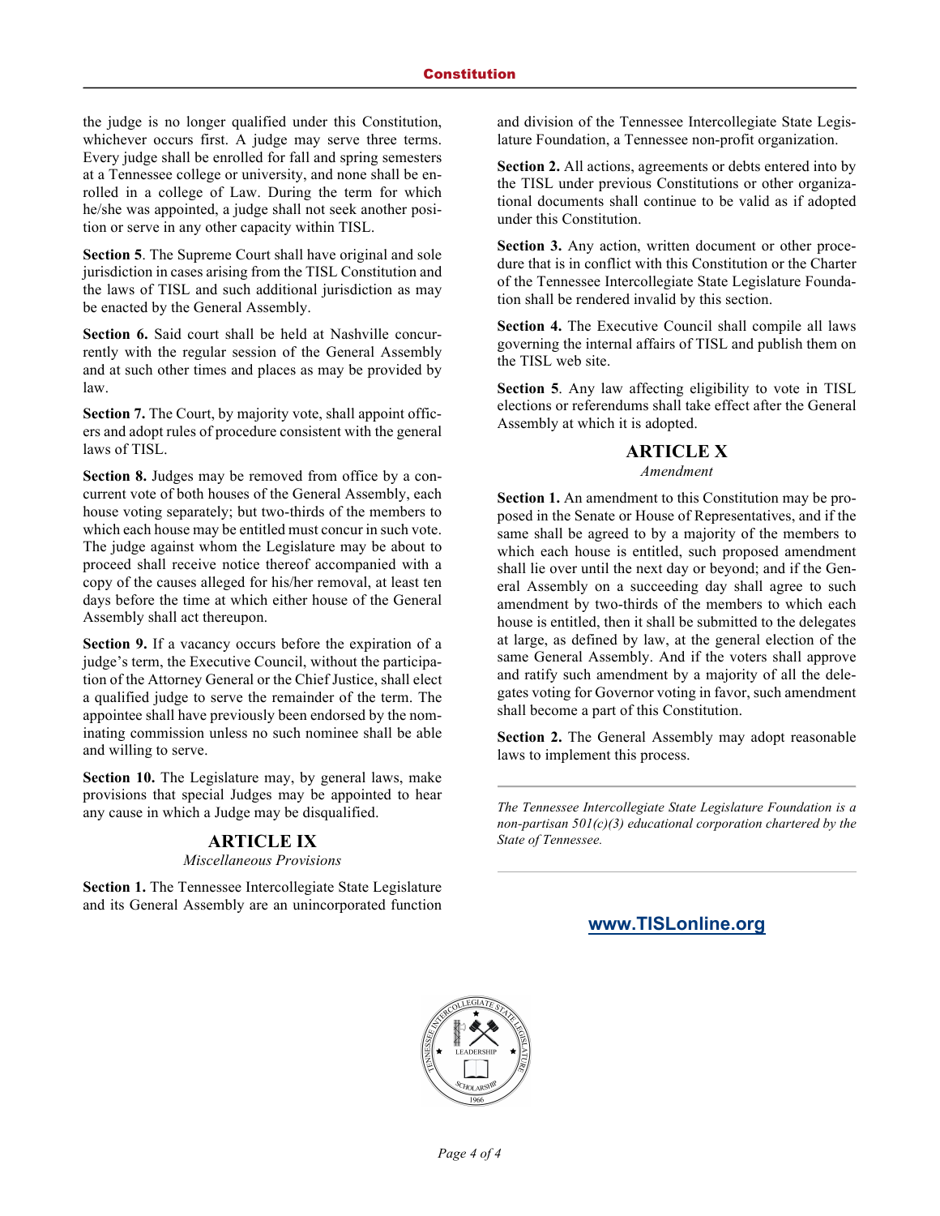the judge is no longer qualified under this Constitution, whichever occurs first. A judge may serve three terms. Every judge shall be enrolled for fall and spring semesters at a Tennessee college or university, and none shall be enrolled in a college of Law. During the term for which he/she was appointed, a judge shall not seek another position or serve in any other capacity within TISL.

**Section 5**. The Supreme Court shall have original and sole jurisdiction in cases arising from the TISL Constitution and the laws of TISL and such additional jurisdiction as may be enacted by the General Assembly.

**Section 6.** Said court shall be held at Nashville concurrently with the regular session of the General Assembly and at such other times and places as may be provided by law.

**Section 7.** The Court, by majority vote, shall appoint officers and adopt rules of procedure consistent with the general laws of TISL.

**Section 8.** Judges may be removed from office by a concurrent vote of both houses of the General Assembly, each house voting separately; but two-thirds of the members to which each house may be entitled must concur in such vote. The judge against whom the Legislature may be about to proceed shall receive notice thereof accompanied with a copy of the causes alleged for his/her removal, at least ten days before the time at which either house of the General Assembly shall act thereupon.

**Section 9.** If a vacancy occurs before the expiration of a judge's term, the Executive Council, without the participation of the Attorney General or the Chief Justice, shall elect a qualified judge to serve the remainder of the term. The appointee shall have previously been endorsed by the nominating commission unless no such nominee shall be able and willing to serve.

**Section 10.** The Legislature may, by general laws, make provisions that special Judges may be appointed to hear any cause in which a Judge may be disqualified.

## ARTICLE IX

*Miscellaneous Provisions*

**Section 1.** The Tennessee Intercollegiate State Legislature and its General Assembly are an unincorporated function and division of the Tennessee Intercollegiate State Legislature Foundation, a Tennessee non-profit organization.

**Section 2.** All actions, agreements or debts entered into by the TISL under previous Constitutions or other organizational documents shall continue to be valid as if adopted under this Constitution.

**Section 3.** Any action, written document or other procedure that is in conflict with this Constitution or the Charter of the Tennessee Intercollegiate State Legislature Foundation shall be rendered invalid by this section.

**Section 4.** The Executive Council shall compile all laws governing the internal affairs of TISL and publish them on the TISL web site.

**Section 5**. Any law affecting eligibility to vote in TISL elections or referendums shall take effect after the General Assembly at which it is adopted.

## ARTICLE X

*Amendment*

**Section 1.** An amendment to this Constitution may be proposed in the Senate or House of Representatives, and if the same shall be agreed to by a majority of the members to which each house is entitled, such proposed amendment shall lie over until the next day or beyond; and if the General Assembly on a succeeding day shall agree to such amendment by two-thirds of the members to which each house is entitled, then it shall be submitted to the delegates at large, as defined by law, at the general election of the same General Assembly. And if the voters shall approve and ratify such amendment by a majority of all the delegates voting for Governor voting in favor, such amendment shall become a part of this Constitution.

**Section 2.** The General Assembly may adopt reasonable laws to implement this process.

---

*The Tennessee Intercollegiate State Legislature Foundation is a non-partisan 501(c)(3) educational corporation chartered by the State of Tennessee.*

**www.TISLonline.org**